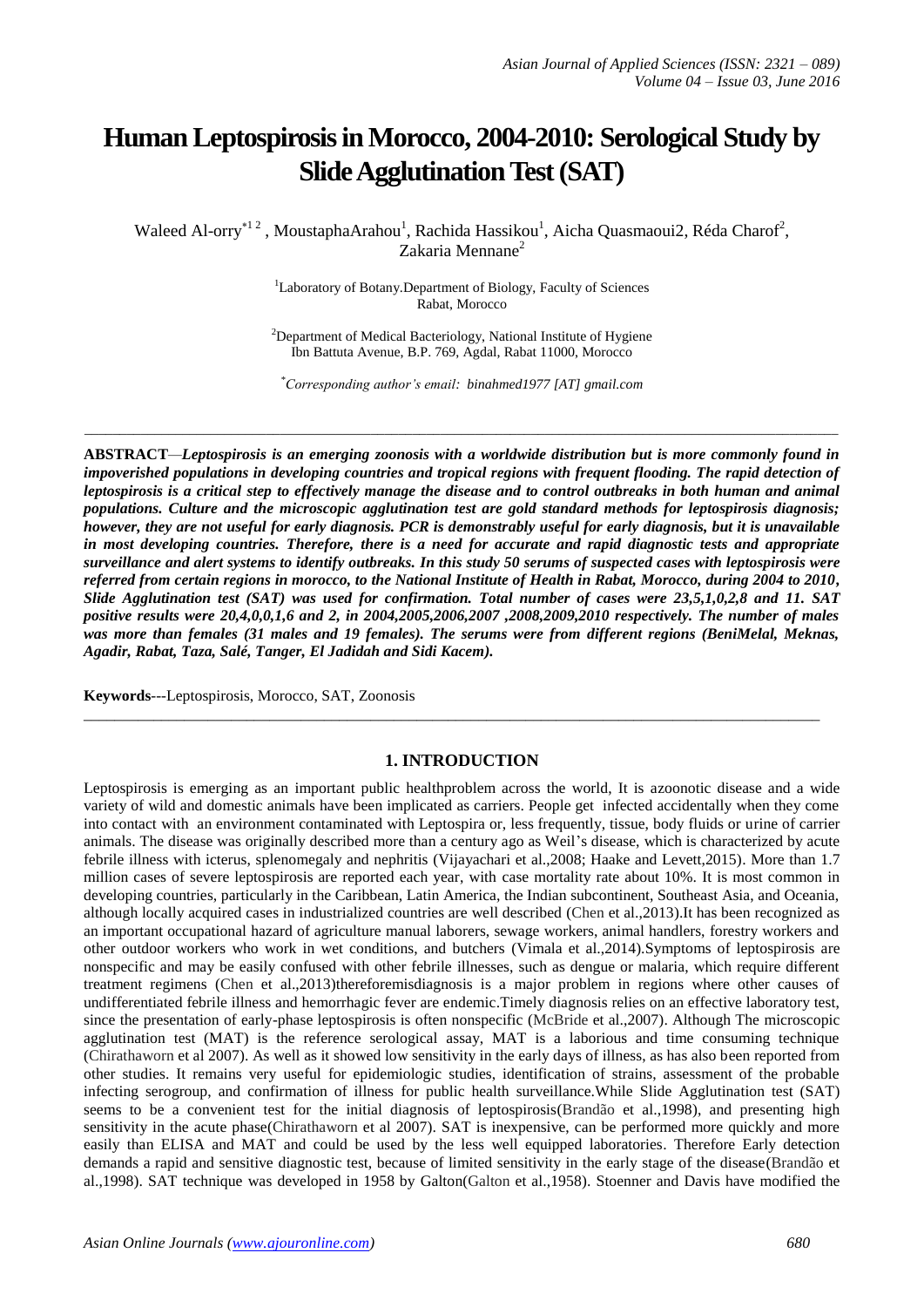# Human Leptospirosis in Morocco, 2004-2010: Serological Study by Slide Agglutination Test (SAT)

Waleed Al-orry*[1,2], MoustaphaArahou[1], Rachida Hassikou[1], Aicha Quasmaoui2, Réda Charof[2], Zakaria Mennane[2]

[1]Laboratory of Botany.Department of Biology, Faculty of Sciences Rabat, Morocco

[2]Department of Medical Bacteriology, National Institute of Hygiene Ibn Battuta Avenue, B.P. 769, Agdal, Rabat 11000, Morocco

*Corresponding author's email: binahmed1977 [AT] gmail.com

---

**ABSTRACT**—***Leptospirosis is an emerging zoonosis with a worldwide distribution but is more commonly found in impoverished populations in developing countries and tropical regions with frequent flooding. The rapid detection of leptospirosis is a critical step to effectively manage the disease and to control outbreaks in both human and animal populations. Culture and the microscopic agglutination test are gold standard methods for leptospirosis diagnosis; however, they are not useful for early diagnosis. PCR is demonstrably useful for early diagnosis, but it is unavailable in most developing countries. Therefore, there is a need for accurate and rapid diagnostic tests and appropriate surveillance and alert systems to identify outbreaks. In this study 50 serums of suspected cases with leptospirosis were referred from certain regions in morocco, to the National Institute of Health in Rabat, Morocco, during 2004 to 2010, Slide Agglutination test (SAT) was used for confirmation. Total number of cases were 23,5,1,0,2,8 and 11. SAT positive results were 20,4,0,0,1,6 and 2, in 2004,2005,2006,2007 ,2008,2009,2010 respectively. The number of males was more than females (31 males and 19 females). The serums were from different regions (BeniMelal, Meknas, Agadir, Rabat, Taza, Salé, Tanger, El Jadidah and Sidi Kacem).***

**Keywords**---Leptospirosis, Morocco, SAT, Zoonosis

---

## 1. INTRODUCTION

Leptospirosis is emerging as an important public healthproblem across the world, It is azoonotic disease and a wide variety of wild and domestic animals have been implicated as carriers. People get infected accidentally when they come into contact with an environment contaminated with Leptospira or, less frequently, tissue, body fluids or urine of carrier animals. The disease was originally described more than a century ago as Weil's disease, which is characterized by acute febrile illness with icterus, splenomegaly and nephritis (Vijayachari et al.,2008; Haake and Levett,2015). More than 1.7 million cases of severe leptospirosis are reported each year, with case mortality rate about 10%. It is most common in developing countries, particularly in the Caribbean, Latin America, the Indian subcontinent, Southeast Asia, and Oceania, although locally acquired cases in industrialized countries are well described (Chen et al.,2013).It has been recognized as an important occupational hazard of agriculture manual laborers, sewage workers, animal handlers, forestry workers and other outdoor workers who work in wet conditions, and butchers (Vimala et al.,2014).Symptoms of leptospirosis are nonspecific and may be easily confused with other febrile illnesses, such as dengue or malaria, which require different treatment regimens (Chen et al.,2013)thereforemisdiagnosis is a major problem in regions where other causes of undifferentiated febrile illness and hemorrhagic fever are endemic.Timely diagnosis relies on an effective laboratory test, since the presentation of early-phase leptospirosis is often nonspecific (McBride et al.,2007). Although The microscopic agglutination test (MAT) is the reference serological assay, MAT is a laborious and time consuming technique (Chirathaworn et al 2007). As well as it showed low sensitivity in the early days of illness, as has also been reported from other studies. It remains very useful for epidemiologic studies, identification of strains, assessment of the probable infecting serogroup, and confirmation of illness for public health surveillance.While Slide Agglutination test (SAT) seems to be a convenient test for the initial diagnosis of leptospirosis(Brandão et al.,1998), and presenting high sensitivity in the acute phase(Chirathaworn et al 2007). SAT is inexpensive, can be performed more quickly and more easily than ELISA and MAT and could be used by the less well equipped laboratories. Therefore Early detection demands a rapid and sensitive diagnostic test, because of limited sensitivity in the early stage of the disease(Brandão et al.,1998). SAT technique was developed in 1958 by Galton(Galton et al.,1958). Stoenner and Davis have modified the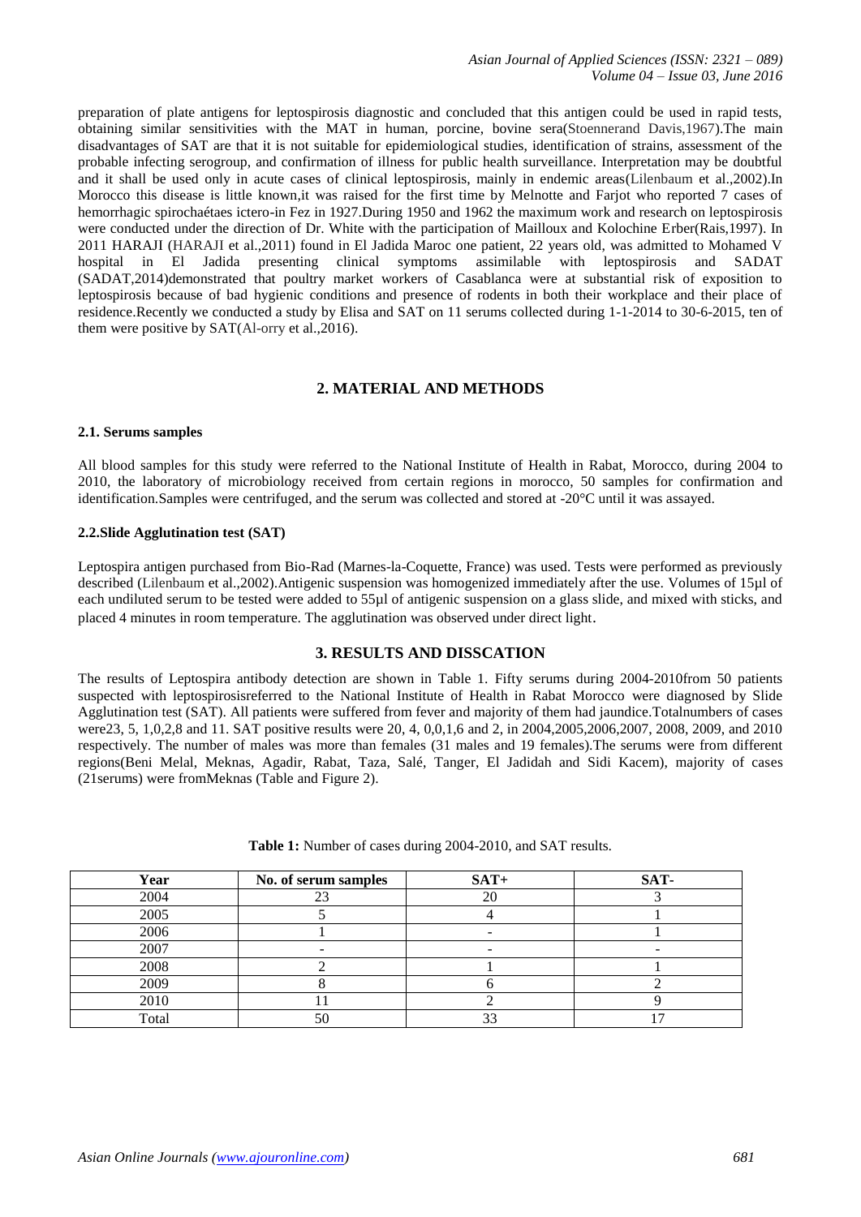preparation of plate antigens for leptospirosis diagnostic and concluded that this antigen could be used in rapid tests, obtaining similar sensitivities with the MAT in human, porcine, bovine sera(Stoennerand Davis,1967).The main disadvantages of SAT are that it is not suitable for epidemiological studies, identification of strains, assessment of the probable infecting serogroup, and confirmation of illness for public health surveillance. Interpretation may be doubtful and it shall be used only in acute cases of clinical leptospirosis, mainly in endemic areas(Lilenbaum et al.,2002).In Morocco this disease is little known,it was raised for the first time by Melnotte and Farjot who reported 7 cases of hemorrhagic spirochaétaes ictero-in Fez in 1927.During 1950 and 1962 the maximum work and research on leptospirosis were conducted under the direction of Dr. White with the participation of Mailloux and Kolochine Erber(Rais,1997). In 2011 HARAJI (HARAJI et al.,2011) found in El Jadida Maroc one patient, 22 years old, was admitted to Mohamed V hospital in El Jadida presenting clinical symptoms assimilable with leptospirosis and SADAT (SADAT,2014)demonstrated that poultry market workers of Casablanca were at substantial risk of exposition to leptospirosis because of bad hygienic conditions and presence of rodents in both their workplace and their place of residence.Recently we conducted a study by Elisa and SAT on 11 serums collected during 1-1-2014 to 30-6-2015, ten of them were positive by SAT(Al-orry et al.,2016).

## 2. MATERIAL AND METHODS

### 2.1. Serums samples

All blood samples for this study were referred to the National Institute of Health in Rabat, Morocco, during 2004 to 2010, the laboratory of microbiology received from certain regions in morocco, 50 samples for confirmation and identification.Samples were centrifuged, and the serum was collected and stored at -20°C until it was assayed.

### 2.2.Slide Agglutination test (SAT)

Leptospira antigen purchased from Bio-Rad (Marnes-la-Coquette, France) was used. Tests were performed as previously described (Lilenbaum et al.,2002).Antigenic suspension was homogenized immediately after the use. Volumes of 15µl of each undiluted serum to be tested were added to 55µl of antigenic suspension on a glass slide, and mixed with sticks, and placed 4 minutes in room temperature. The agglutination was observed under direct light.

## 3. RESULTS AND DISSCATION

The results of Leptospira antibody detection are shown in Table 1. Fifty serums during 2004-2010from 50 patients suspected with leptospirosisreferred to the National Institute of Health in Rabat Morocco were diagnosed by Slide Agglutination test (SAT). All patients were suffered from fever and majority of them had jaundice.Totalnumbers of cases were23, 5, 1,0,2,8 and 11. SAT positive results were 20, 4, 0,0,1,6 and 2, in 2004,2005,2006,2007, 2008, 2009, and 2010 respectively. The number of males was more than females (31 males and 19 females).The serums were from different regions(Beni Melal, Meknas, Agadir, Rabat, Taza, Salé, Tanger, El Jadidah and Sidi Kacem), majority of cases (21serums) were fromMeknas (Table and Figure 2).

**Table 1:** Number of cases during 2004-2010, and SAT results.

| Year | No. of serum samples | SAT+ | SAT- |
|---|---|---|---|
| 2004 | 23 | 20 | 3 |
| 2005 | 5 | 4 | 1 |
| 2006 | 1 | - | 1 |
| 2007 | - | - | - |
| 2008 | 2 | 1 | 1 |
| 2009 | 8 | 6 | 2 |
| 2010 | 11 | 2 | 9 |
| Total | 50 | 33 | 17 |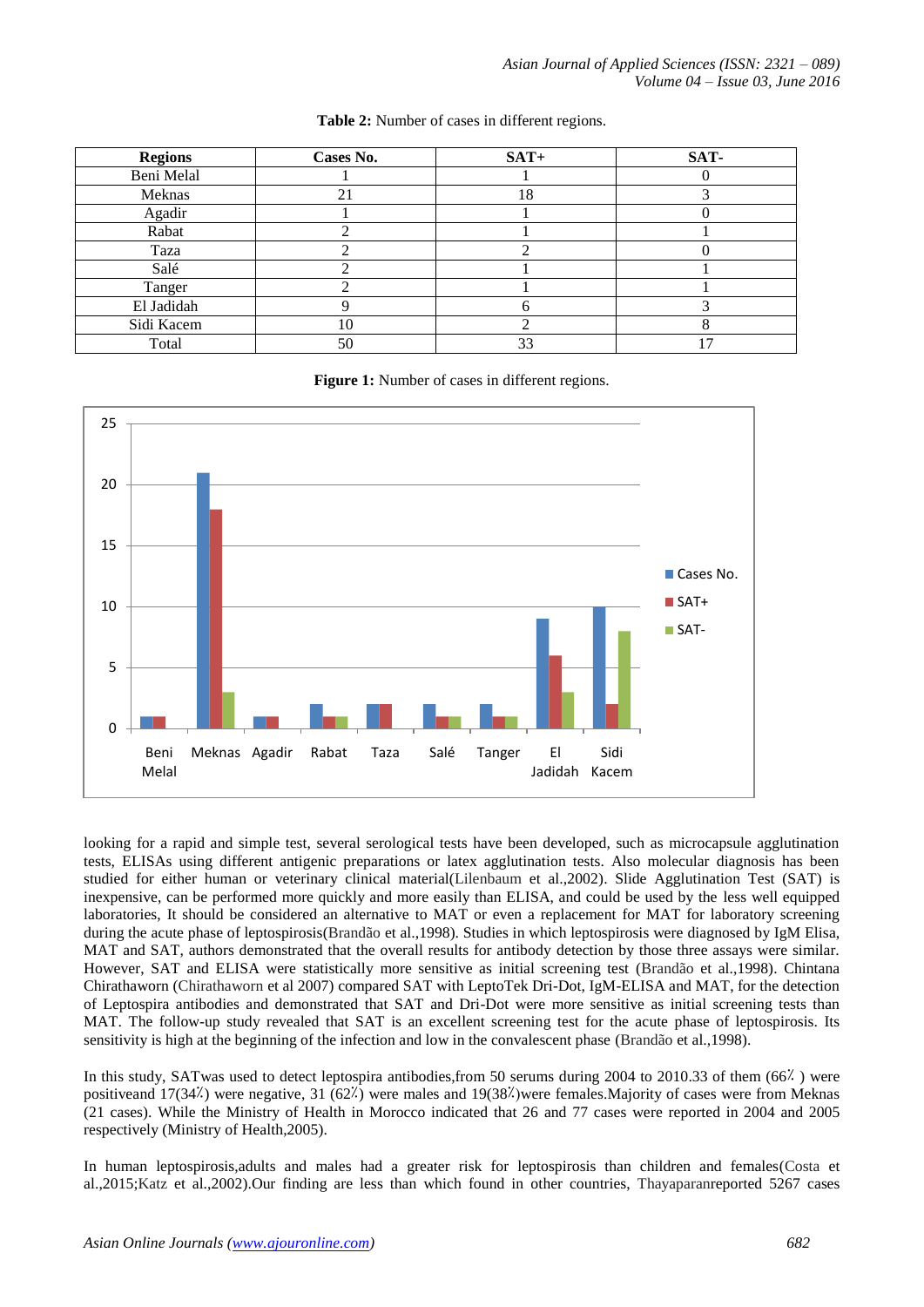**Table 2:** Number of cases in different regions.

| Regions | Cases No. | SAT+ | SAT- |
|---|---|---|---|
| Beni Melal | 1 | 1 | 0 |
| Meknas | 21 | 18 | 3 |
| Agadir | 1 | 1 | 0 |
| Rabat | 2 | 1 | 1 |
| Taza | 2 | 2 | 0 |
| Salé | 2 | 1 | 1 |
| Tanger | 2 | 1 | 1 |
| El Jadidah | 9 | 6 | 3 |
| Sidi Kacem | 10 | 2 | 8 |
| Total | 50 | 33 | 17 |

**Figure 1:** Number of cases in different regions.

looking for a rapid and simple test, several serological tests have been developed, such as microcapsule agglutination tests, ELISAs using different antigenic preparations or latex agglutination tests. Also molecular diagnosis has been studied for either human or veterinary clinical material(Lilenbaum et al.,2002). Slide Agglutination Test (SAT) is inexpensive, can be performed more quickly and more easily than ELISA, and could be used by the less well equipped laboratories, It should be considered an alternative to MAT or even a replacement for MAT for laboratory screening during the acute phase of leptospirosis(Brandão et al.,1998). Studies in which leptospirosis were diagnosed by IgM Elisa, MAT and SAT, authors demonstrated that the overall results for antibody detection by those three assays were similar. However, SAT and ELISA were statistically more sensitive as initial screening test (Brandão et al.,1998). Chintana Chirathaworn (Chirathaworn et al 2007) compared SAT with LeptoTek Dri-Dot, IgM-ELISA and MAT, for the detection of Leptospira antibodies and demonstrated that SAT and Dri-Dot were more sensitive as initial screening tests than MAT. The follow-up study revealed that SAT is an excellent screening test for the acute phase of leptospirosis. Its sensitivity is high at the beginning of the infection and low in the convalescent phase (Brandão et al.,1998).

In this study, SATwas used to detect leptospira antibodies,from 50 serums during 2004 to 2010.33 of them (66٪ ) were positiveand 17(34٪) were negative, 31 (62٪) were males and 19(38٪)were females.Majority of cases were from Meknas (21 cases). While the Ministry of Health in Morocco indicated that 26 and 77 cases were reported in 2004 and 2005 respectively (Ministry of Health,2005).

In human leptospirosis,adults and males had a greater risk for leptospirosis than children and females(Costa et al.,2015;Katz et al.,2002).Our finding are less than which found in other countries, Thayaparanreported 5267 cases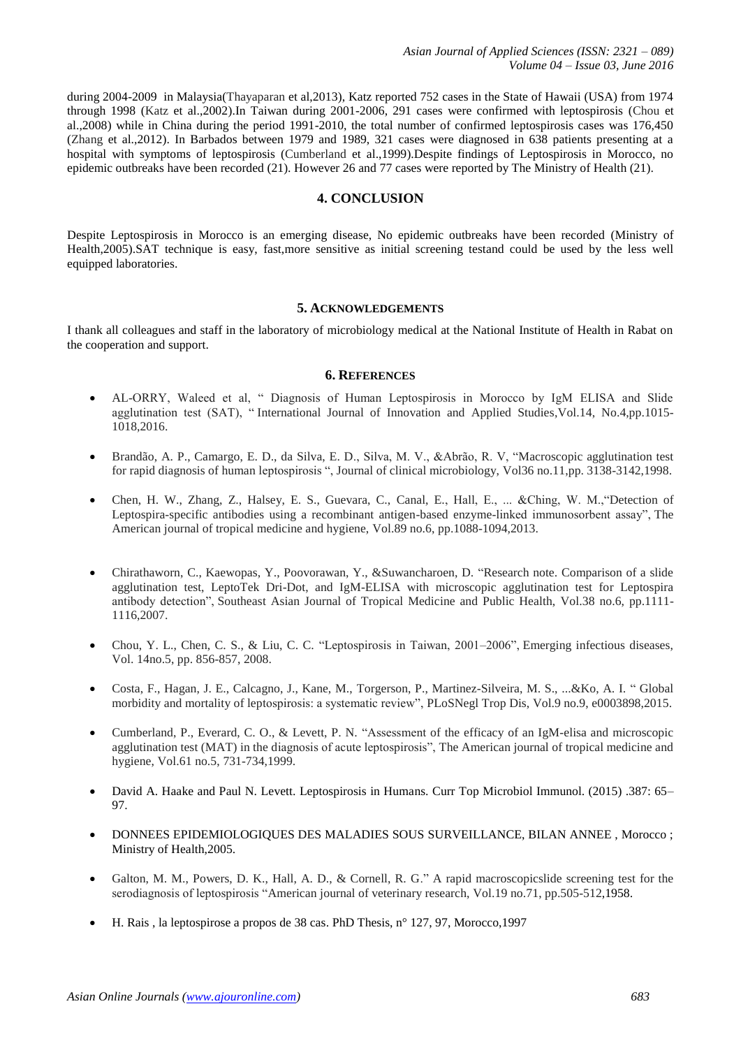during 2004-2009 in Malaysia(Thayaparan et al,2013), Katz reported 752 cases in the State of Hawaii (USA) from 1974 through 1998 (Katz et al.,2002).In Taiwan during 2001-2006, 291 cases were confirmed with leptospirosis (Chou et al.,2008) while in China during the period 1991-2010, the total number of confirmed leptospirosis cases was 176,450 (Zhang et al.,2012). In Barbados between 1979 and 1989, 321 cases were diagnosed in 638 patients presenting at a hospital with symptoms of leptospirosis (Cumberland et al.,1999).Despite findings of Leptospirosis in Morocco, no epidemic outbreaks have been recorded (21). However 26 and 77 cases were reported by The Ministry of Health (21).

## 4. CONCLUSION

Despite Leptospirosis in Morocco is an emerging disease, No epidemic outbreaks have been recorded (Ministry of Health,2005).SAT technique is easy, fast,more sensitive as initial screening testand could be used by the less well equipped laboratories.

## 5. ACKNOWLEDGEMENTS

I thank all colleagues and staff in the laboratory of microbiology medical at the National Institute of Health in Rabat on the cooperation and support.

## 6. REFERENCES

- AL-ORRY, Waleed et al, " Diagnosis of Human Leptospirosis in Morocco by IgM ELISA and Slide agglutination test (SAT), " International Journal of Innovation and Applied Studies,Vol.14, No.4,pp.1015-1018,2016.
- Brandão, A. P., Camargo, E. D., da Silva, E. D., Silva, M. V., &Abrão, R. V, "Macroscopic agglutination test for rapid diagnosis of human leptospirosis ", Journal of clinical microbiology, Vol36 no.11,pp. 3138-3142,1998.
- Chen, H. W., Zhang, Z., Halsey, E. S., Guevara, C., Canal, E., Hall, E., ... &Ching, W. M.,"Detection of Leptospira-specific antibodies using a recombinant antigen-based enzyme-linked immunosorbent assay", The American journal of tropical medicine and hygiene, Vol.89 no.6, pp.1088-1094,2013.
- Chirathaworn, C., Kaewopas, Y., Poovorawan, Y., &Suwancharoen, D. "Research note. Comparison of a slide agglutination test, LeptoTek Dri-Dot, and IgM-ELISA with microscopic agglutination test for Leptospira antibody detection", Southeast Asian Journal of Tropical Medicine and Public Health, Vol.38 no.6, pp.1111-1116,2007.
- Chou, Y. L., Chen, C. S., & Liu, C. C. "Leptospirosis in Taiwan, 2001–2006", Emerging infectious diseases, Vol. 14no.5, pp. 856-857, 2008.
- Costa, F., Hagan, J. E., Calcagno, J., Kane, M., Torgerson, P., Martinez-Silveira, M. S., ...&Ko, A. I. " Global morbidity and mortality of leptospirosis: a systematic review", PLoSNegl Trop Dis, Vol.9 no.9, e0003898,2015.
- Cumberland, P., Everard, C. O., & Levett, P. N. "Assessment of the efficacy of an IgM-elisa and microscopic agglutination test (MAT) in the diagnosis of acute leptospirosis", The American journal of tropical medicine and hygiene, Vol.61 no.5, 731-734,1999.
- David A. Haake and Paul N. Levett. Leptospirosis in Humans. Curr Top Microbiol Immunol. (2015) .387: 65–97.
- DONNEES EPIDEMIOLOGIQUES DES MALADIES SOUS SURVEILLANCE, BILAN ANNEE , Morocco ; Ministry of Health,2005.
- Galton, M. M., Powers, D. K., Hall, A. D., & Cornell, R. G." A rapid macroscopicslide screening test for the serodiagnosis of leptospirosis "American journal of veterinary research, Vol.19 no.71, pp.505-512,1958.
- H. Rais , la leptospirose a propos de 38 cas. PhD Thesis, n° 127, 97, Morocco,1997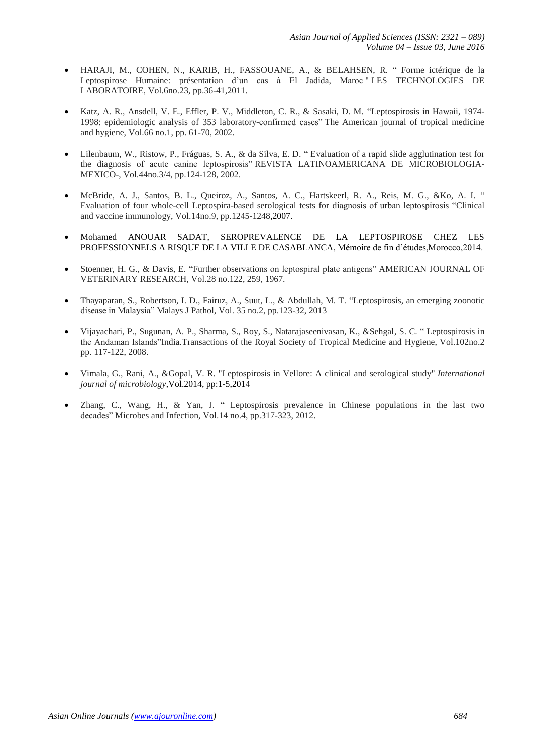- HARAJI, M., COHEN, N., KARIB, H., FASSOUANE, A., & BELAHSEN, R. " Forme ictérique de la Leptospirose Humaine: présentation d'un cas à El Jadida, Maroc " LES TECHNOLOGIES DE LABORATOIRE, Vol.6no.23, pp.36-41,2011.

- Katz, A. R., Ansdell, V. E., Effler, P. V., Middleton, C. R., & Sasaki, D. M. "Leptospirosis in Hawaii, 1974-1998: epidemiologic analysis of 353 laboratory-confirmed cases" The American journal of tropical medicine and hygiene, Vol.66 no.1, pp. 61-70, 2002.

- Lilenbaum, W., Ristow, P., Fráguas, S. A., & da Silva, E. D. " Evaluation of a rapid slide agglutination test for the diagnosis of acute canine leptospirosis" REVISTA LATINOAMERICANA DE MICROBIOLOGIA-MEXICO-, Vol.44no.3/4, pp.124-128, 2002.

- McBride, A. J., Santos, B. L., Queiroz, A., Santos, A. C., Hartskeerl, R. A., Reis, M. G., &Ko, A. I. " Evaluation of four whole-cell Leptospira-based serological tests for diagnosis of urban leptospirosis "Clinical and vaccine immunology, Vol.14no.9, pp.1245-1248,2007.

- Mohamed ANOUAR SADAT, SEROPREVALENCE DE LA LEPTOSPIROSE CHEZ LES PROFESSIONNELS A RISQUE DE LA VILLE DE CASABLANCA, Mémoire de fin d'études,Morocco,2014.

- Stoenner, H. G., & Davis, E. "Further observations on leptospiral plate antigens" AMERICAN JOURNAL OF VETERINARY RESEARCH, Vol.28 no.122, 259, 1967.

- Thayaparan, S., Robertson, I. D., Fairuz, A., Suut, L., & Abdullah, M. T. "Leptospirosis, an emerging zoonotic disease in Malaysia" Malays J Pathol, Vol. 35 no.2, pp.123-32, 2013

- Vijayachari, P., Sugunan, A. P., Sharma, S., Roy, S., Natarajaseenivasan, K., &Sehgal, S. C. " Leptospirosis in the Andaman Islands"India.Transactions of the Royal Society of Tropical Medicine and Hygiene, Vol.102no.2 pp. 117-122, 2008.

- Vimala, G., Rani, A., &Gopal, V. R. "Leptospirosis in Vellore: A clinical and serological study" *International journal of microbiology*,Vol.2014, pp:1-5,2014

- Zhang, C., Wang, H., & Yan, J. " Leptospirosis prevalence in Chinese populations in the last two decades" Microbes and Infection, Vol.14 no.4, pp.317-323, 2012.